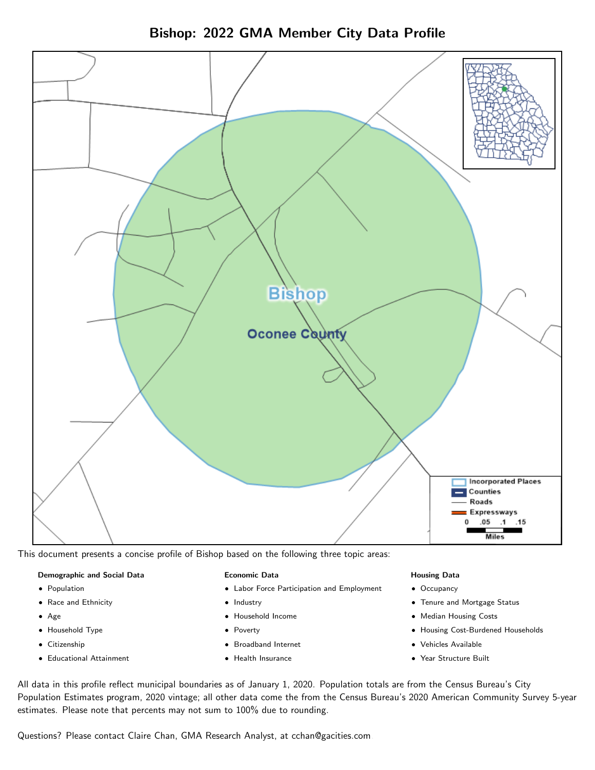# Bishop: 2022 GMA Member City Data Profile

This document presents a concise profile of Bishop based on the following three topic areas:

**Demographic and Social Data**

- Population
- Race and Ethnicity
- Age
- Household Type
- Citizenship
- Educational Attainment

**Economic Data**

- Labor Force Participation and Employment
- Industry
- Household Income
- Poverty
- Broadband Internet
- Health Insurance

**Housing Data**

- Occupancy
- Tenure and Mortgage Status
- Median Housing Costs
- Housing Cost-Burdened Households
- Vehicles Available
- Year Structure Built

All data in this profile reflect municipal boundaries as of January 1, 2020. Population totals are from the Census Bureau's City Population Estimates program, 2020 vintage; all other data come the from the Census Bureau's 2020 American Community Survey 5-year estimates. Please note that percents may not sum to 100% due to rounding.

Questions? Please contact Claire Chan, GMA Research Analyst, at cchan@gacities.com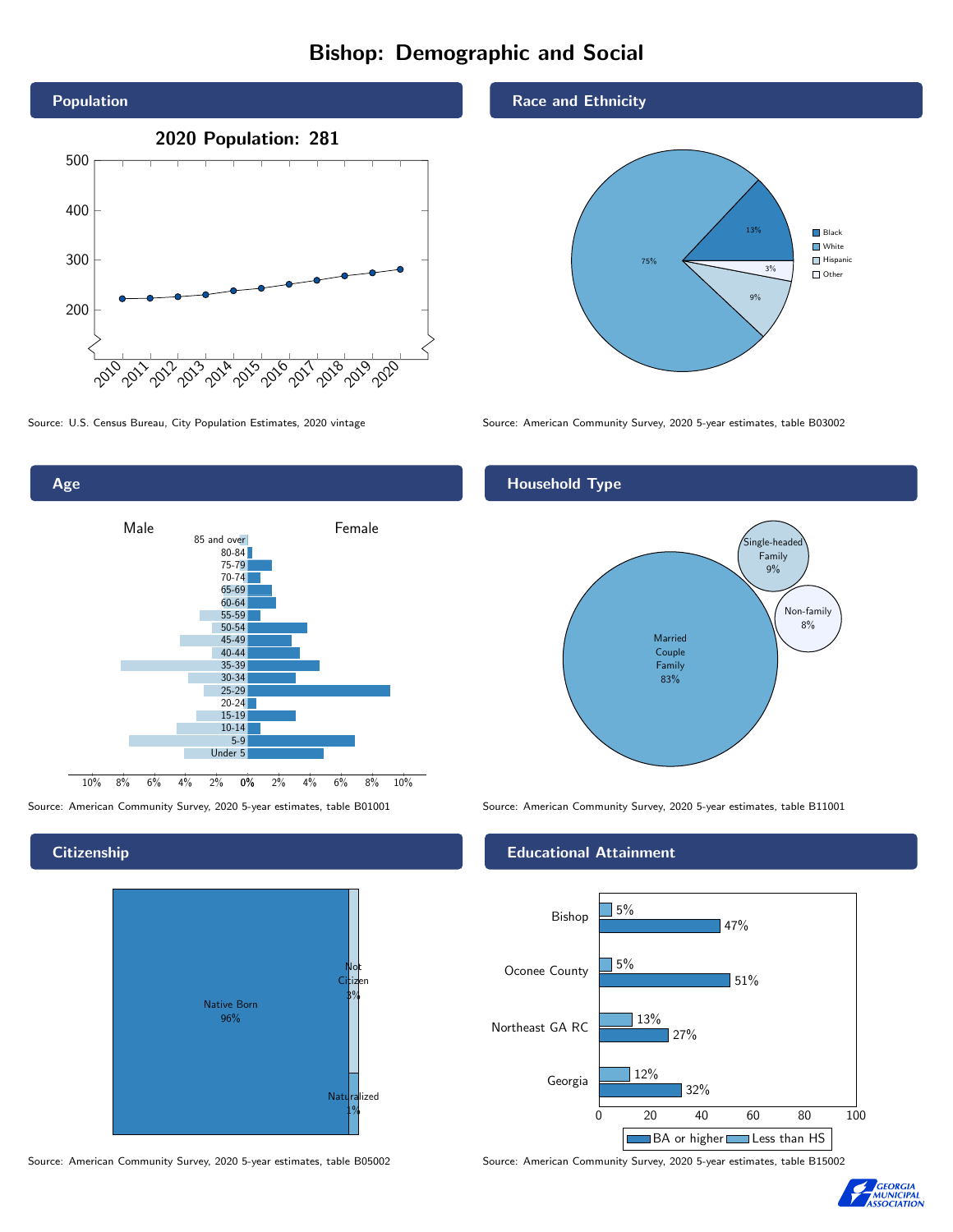# Bishop: Demographic and Social

## Population

**2020 Population: 281**

Source: U.S. Census Bureau, City Population Estimates, 2020 vintage

## Race and Ethnicity

| Race/Ethnicity | Percent |
|---|---|
| Black | 13% |
| White | 75% |
| Hispanic | 9% |
| Other | 3% |

Source: American Community Survey, 2020 5-year estimates, table B03002

## Age

Source: American Community Survey, 2020 5-year estimates, table B01001

## Household Type

| Household Type | Percent |
|---|---|
| Married Couple Family | 83% |
| Single-headed Family | 9% |
| Non-family | 8% |

Source: American Community Survey, 2020 5-year estimates, table B11001

## Citizenship

| Citizenship | Percent |
|---|---|
| Native Born | 96% |
| Not Citizen | 3% |
| Naturalized | 1% |

Source: American Community Survey, 2020 5-year estimates, table B05002

## Educational Attainment

| Area | Less than HS | BA or higher |
|---|---|---|
| Bishop | 5% | 47% |
| Oconee County | 5% | 51% |
| Northeast GA RC | 13% | 27% |
| Georgia | 12% | 32% |

Source: American Community Survey, 2020 5-year estimates, table B15002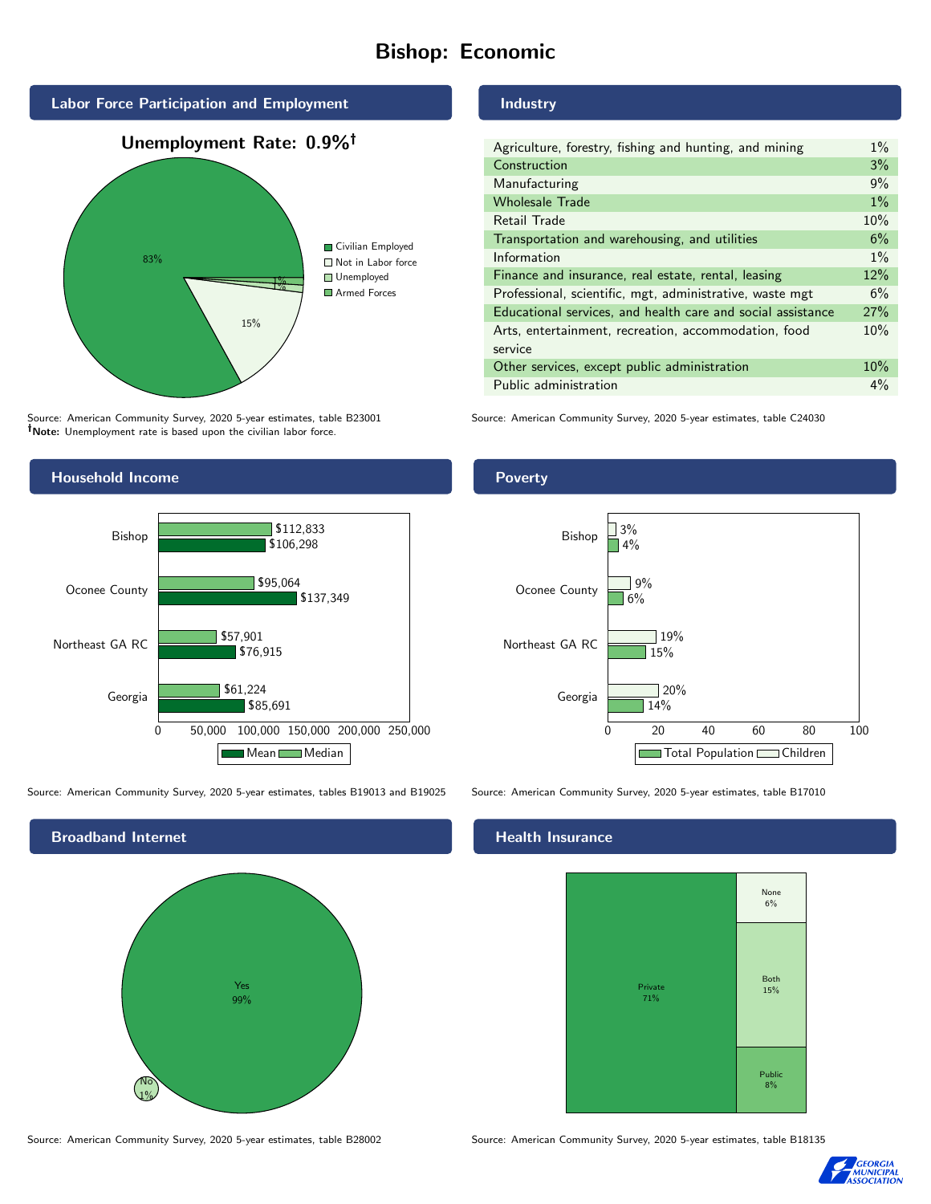# Bishop: Economic

## Labor Force Participation and Employment

**Unemployment Rate: 0.9%†**

| Category | Percent |
| --- | --- |
| Civilian Employed | 83% |
| Not in Labor force | 15% |
| Unemployed | 1% |
| Armed Forces | 0% |

Source: American Community Survey, 2020 5-year estimates, table B23001
**†Note:** Unemployment rate is based upon the civilian labor force.

## Industry

| Industry | Percent |
| --- | --- |
| Agriculture, forestry, fishing and hunting, and mining | 1% |
| Construction | 3% |
| Manufacturing | 9% |
| Wholesale Trade | 1% |
| Retail Trade | 10% |
| Transportation and warehousing, and utilities | 6% |
| Information | 1% |
| Finance and insurance, real estate, rental, leasing | 12% |
| Professional, scientific, mgt, administrative, waste mgt | 6% |
| Educational services, and health care and social assistance | 27% |
| Arts, entertainment, recreation, accommodation, food service | 10% |
| Other services, except public administration | 10% |
| Public administration | 4% |

Source: American Community Survey, 2020 5-year estimates, table C24030

## Household Income

| | Median | Mean |
| --- | --- | --- |
| Bishop | $112,833 | $106,298 |
| Oconee County | $95,064 | $137,349 |
| Northeast GA RC | $57,901 | $76,915 |
| Georgia | $61,224 | $85,691 |

Source: American Community Survey, 2020 5-year estimates, tables B19013 and B19025

## Poverty

| | Children | Total Population |
| --- | --- | --- |
| Bishop | 3% | 4% |
| Oconee County | 9% | 6% |
| Northeast GA RC | 19% | 15% |
| Georgia | 20% | 14% |

Source: American Community Survey, 2020 5-year estimates, table B17010

## Broadband Internet

| | Percent |
| --- | --- |
| Yes | 99% |
| No | 1% |

Source: American Community Survey, 2020 5-year estimates, table B28002

## Health Insurance

| | Percent |
| --- | --- |
| Private | 71% |
| None | 6% |
| Both | 15% |
| Public | 8% |

Source: American Community Survey, 2020 5-year estimates, table B18135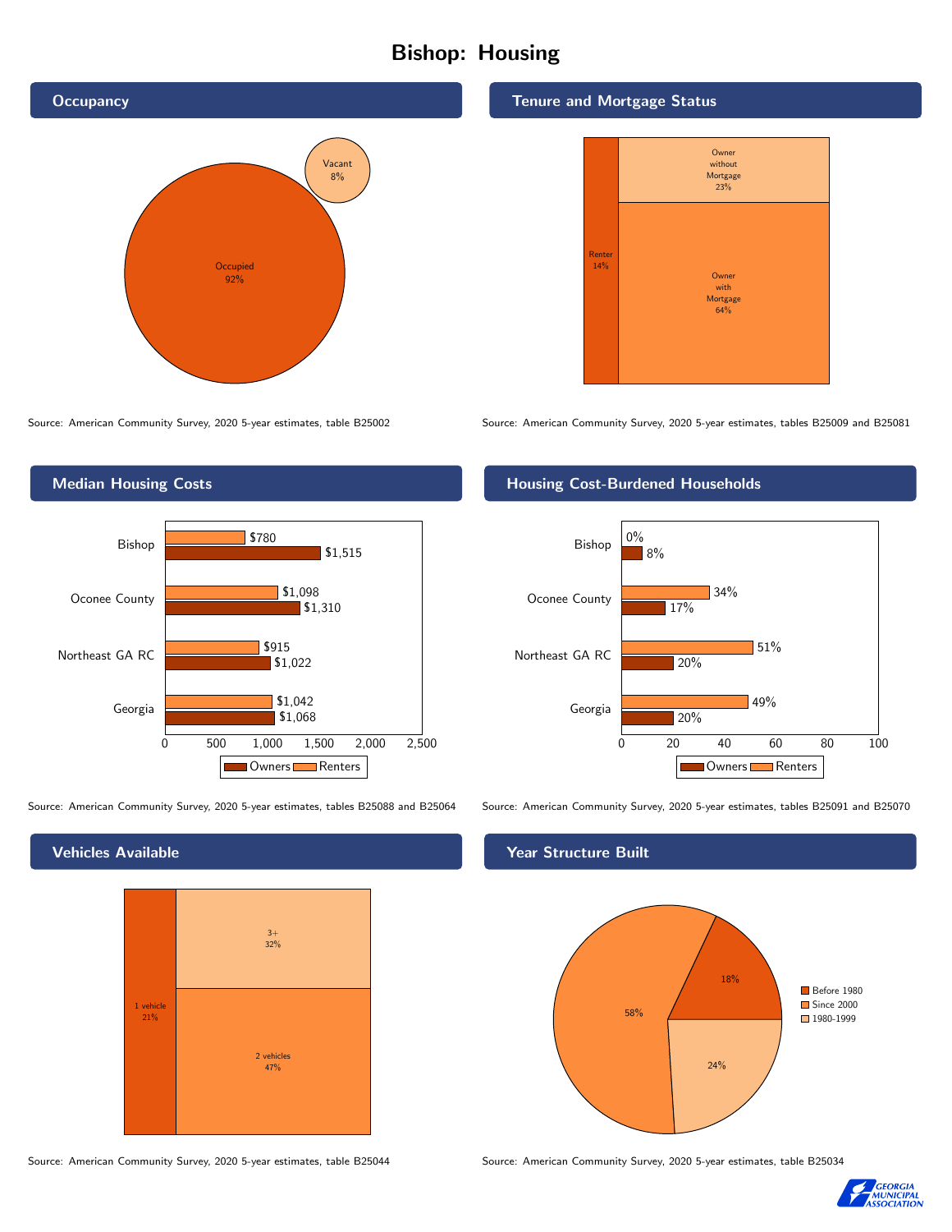# Bishop: Housing

## Occupancy

Vacant
8%

Occupied
92%

Source: American Community Survey, 2020 5-year estimates, table B25002

## Tenure and Mortgage Status

Owner
without
Mortgage
23%

Renter
14%

Owner
with
Mortgage
64%

Source: American Community Survey, 2020 5-year estimates, tables B25009 and B25081

## Median Housing Costs

Bishop
$780
$1,515

Oconee County
$1,098
$1,310

Northeast GA RC
$915
$1,022

Georgia
$1,042
$1,068

0 500 1,000 1,500 2,000 2,500

Owners Renters

Source: American Community Survey, 2020 5-year estimates, tables B25088 and B25064

## Housing Cost-Burdened Households

Bishop
0%
8%

Oconee County
34%
17%

Northeast GA RC
51%
20%

Georgia
49%
20%

0 20 40 60 80 100

Owners Renters

Source: American Community Survey, 2020 5-year estimates, tables B25091 and B25070

## Vehicles Available

3+
32%

1 vehicle
21%

2 vehicles
47%

Source: American Community Survey, 2020 5-year estimates, table B25044

## Year Structure Built

18%
58%
24%

Before 1980
Since 2000
1980-1999

Source: American Community Survey, 2020 5-year estimates, table B25034